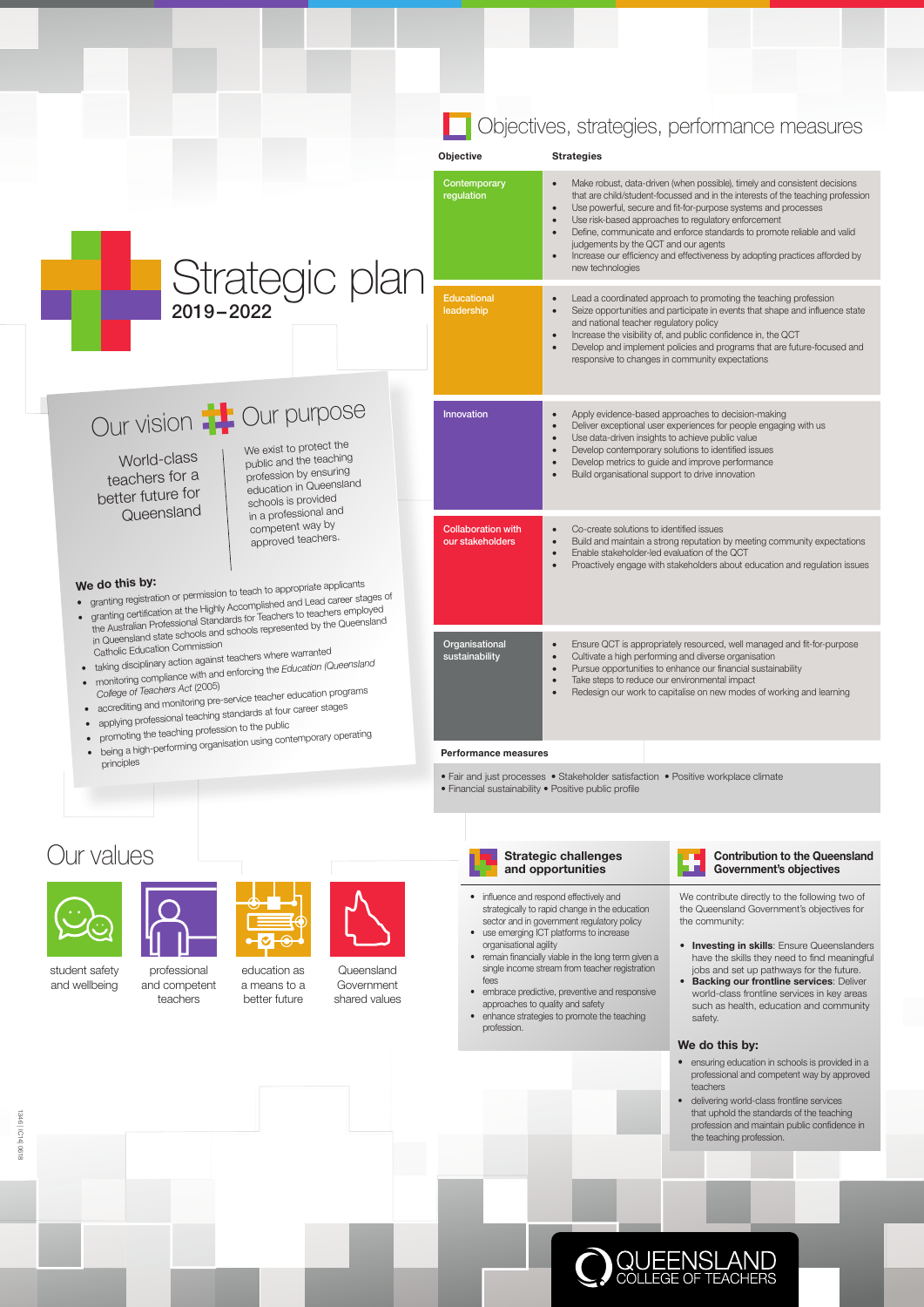# Strategic plan
## 2019–2022

## Our vision

World-class teachers for a better future for Queensland

## Our purpose

We exist to protect the public and the teaching profession by ensuring education in Queensland schools is provided in a professional and competent way by approved teachers.

**We do this by:**

- granting registration or permission to teach to appropriate applicants
- granting certification at the Highly Accomplished and Lead career stages of the Australian Professional Standards for Teachers to teachers employed in Queensland state schools and schools represented by the Queensland Catholic Education Commission
- taking disciplinary action against teachers where warranted
- monitoring compliance with and enforcing the *Education (Queensland College of Teachers Act* (2005)
- accrediting and monitoring pre-service teacher education programs
- applying professional teaching standards at four career stages
- promoting the teaching profession to the public
- being a high-performing organisation using contemporary operating principles

## Objectives, strategies, performance measures

| Objective | Strategies |
|---|---|
| Contemporary regulation | • Make robust, data-driven (when possible), timely and consistent decisions that are child/student-focussed and in the interests of the teaching profession<br>• Use powerful, secure and fit-for-purpose systems and processes<br>• Use risk-based approaches to regulatory enforcement<br>• Define, communicate and enforce standards to promote reliable and valid judgements by the QCT and our agents<br>• Increase our efficiency and effectiveness by adopting practices afforded by new technologies |
| Educational leadership | • Lead a coordinated approach to promoting the teaching profession<br>• Seize opportunities and participate in events that shape and influence state and national teacher regulatory policy<br>• Increase the visibility of, and public confidence in, the QCT<br>• Develop and implement policies and programs that are future-focused and responsive to changes in community expectations |
| Innovation | • Apply evidence-based approaches to decision-making<br>• Deliver exceptional user experiences for people engaging with us<br>• Use data-driven insights to achieve public value<br>• Develop contemporary solutions to identified issues<br>• Develop metrics to guide and improve performance<br>• Build organisational support to drive innovation |
| Collaboration with our stakeholders | • Co-create solutions to identified issues<br>• Build and maintain a strong reputation by meeting community expectations<br>• Enable stakeholder-led evaluation of the QCT<br>• Proactively engage with stakeholders about education and regulation issues |
| Organisational sustainability | • Ensure QCT is appropriately resourced, well managed and fit-for-purpose<br>• Cultivate a high performing and diverse organisation<br>• Pursue opportunities to enhance our financial sustainability<br>• Take steps to reduce our environmental impact<br>• Redesign our work to capitalise on new modes of working and learning |

**Performance measures**

• Fair and just processes • Stakeholder satisfaction • Positive workplace climate
• Financial sustainability • Positive public profile

## Our values

- student safety and wellbeing
- professional and competent teachers
- education as a means to a better future
- Queensland Government shared values

## Strategic challenges and opportunities

- influence and respond effectively and strategically to rapid change in the education sector and in government regulatory policy
- use emerging ICT platforms to increase organisational agility
- remain financially viable in the long term given a single income stream from teacher registration fees
- embrace predictive, preventive and responsive approaches to quality and safety
- enhance strategies to promote the teaching profession.

## Contribution to the Queensland Government's objectives

We contribute directly to the following two of the Queensland Government's objectives for the community:

- **Investing in skills**: Ensure Queenslanders have the skills they need to find meaningful jobs and set up pathways for the future.
- **Backing our frontline services**: Deliver world-class frontline services in key areas such as health, education and community safety.

**We do this by:**

- ensuring education in schools is provided in a professional and competent way by approved teachers
- delivering world-class frontline services that uphold the standards of the teaching profession and maintain public confidence in the teaching profession.

QUEENSLAND COLLEGE OF TEACHERS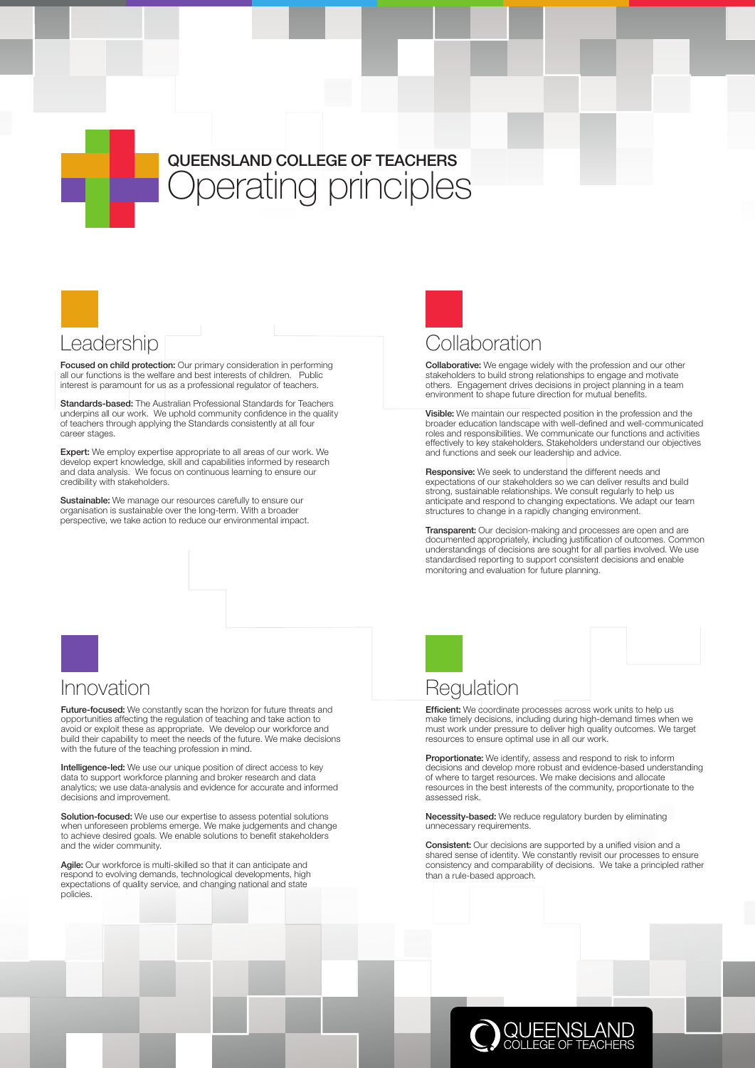# QUEENSLAND COLLEGE OF TEACHERS
# Operating principles

## Leadership

**Focused on child protection:** Our primary consideration in performing all our functions is the welfare and best interests of children. Public interest is paramount for us as a professional regulator of teachers.

**Standards-based:** The Australian Professional Standards for Teachers underpins all our work. We uphold community confidence in the quality of teachers through applying the Standards consistently at all four career stages.

**Expert:** We employ expertise appropriate to all areas of our work. We develop expert knowledge, skill and capabilities informed by research and data analysis. We focus on continuous learning to ensure our credibility with stakeholders.

**Sustainable:** We manage our resources carefully to ensure our organisation is sustainable over the long-term. With a broader perspective, we take action to reduce our environmental impact.

## Collaboration

**Collaborative:** We engage widely with the profession and our other stakeholders to build strong relationships to engage and motivate others. Engagement drives decisions in project planning in a team environment to shape future direction for mutual benefits.

**Visible:** We maintain our respected position in the profession and the broader education landscape with well-defined and well-communicated roles and responsibilities. We communicate our functions and activities effectively to key stakeholders. Stakeholders understand our objectives and functions and seek our leadership and advice.

**Responsive:** We seek to understand the different needs and expectations of our stakeholders so we can deliver results and build strong, sustainable relationships. We consult regularly to help us anticipate and respond to changing expectations. We adapt our team structures to change in a rapidly changing environment.

**Transparent:** Our decision-making and processes are open and are documented appropriately, including justification of outcomes. Common understandings of decisions are sought for all parties involved. We use standardised reporting to support consistent decisions and enable monitoring and evaluation for future planning.

## Innovation

**Future-focused:** We constantly scan the horizon for future threats and opportunities affecting the regulation of teaching and take action to avoid or exploit these as appropriate. We develop our workforce and build their capability to meet the needs of the future. We make decisions with the future of the teaching profession in mind.

**Intelligence-led:** We use our unique position of direct access to key data to support workforce planning and broker research and data analytics; we use data-analysis and evidence for accurate and informed decisions and improvement.

**Solution-focused:** We use our expertise to assess potential solutions when unforeseen problems emerge. We make judgements and change to achieve desired goals. We enable solutions to benefit stakeholders and the wider community.

**Agile:** Our workforce is multi-skilled so that it can anticipate and respond to evolving demands, technological developments, high expectations of quality service, and changing national and state policies.

## Regulation

**Efficient:** We coordinate processes across work units to help us make timely decisions, including during high-demand times when we must work under pressure to deliver high quality outcomes. We target resources to ensure optimal use in all our work.

**Proportionate:** We identify, assess and respond to risk to inform decisions and develop more robust and evidence-based understanding of where to target resources. We make decisions and allocate resources in the best interests of the community, proportionate to the assessed risk.

**Necessity-based:** We reduce regulatory burden by eliminating unnecessary requirements.

**Consistent:** Our decisions are supported by a unified vision and a shared sense of identity. We constantly revisit our processes to ensure consistency and comparability of decisions. We take a principled rather than a rule-based approach.

QUEENSLAND COLLEGE OF TEACHERS